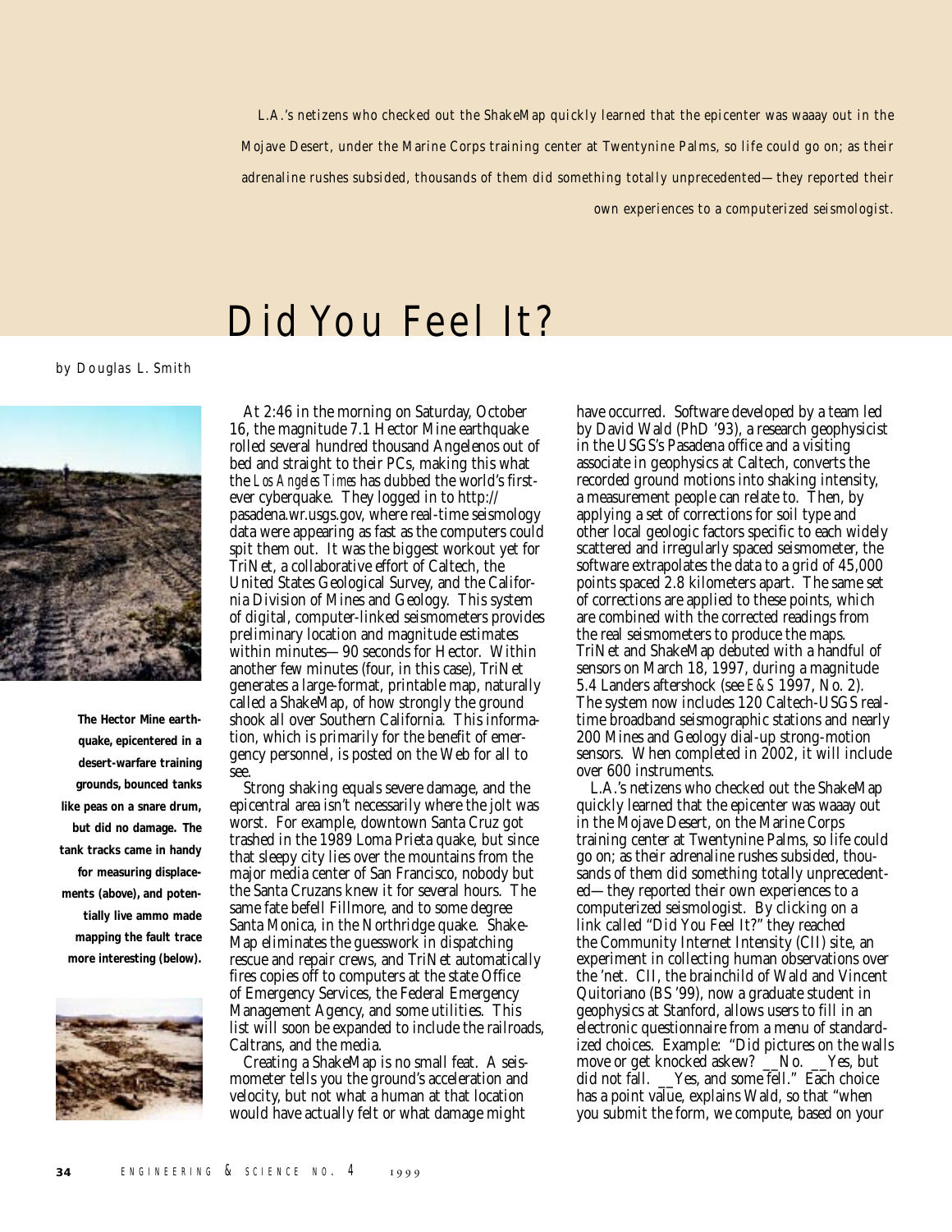*L.A.'s netizens who checked out the ShakeMap quickly learned that the epicenter was waaay out in the Mojave Desert, under the Marine Corps training center at Twentynine Palms, so life could go on; as their adrenaline rushes subsided, thousands of them did something totally unprecedented—they reported their own experiences to a computerized seismologist.*

# Did You Feel It?

by Douglas L. Smith

**The Hector Mine earthquake, epicentered in a desert-warfare training grounds, bounced tanks like peas on a snare drum, but did no damage. The tank tracks came in handy for measuring displacements (above), and potentially live ammo made mapping the fault trace more interesting (below).**

At 2:46 in the morning on Saturday, October 16, the magnitude 7.1 Hector Mine earthquake rolled several hundred thousand Angelenos out of bed and straight to their PCs, making this what the *Los Angeles Times* has dubbed the world's first-ever cyberquake. They logged in to http://pasadena.wr.usgs.gov, where real-time seismology data were appearing as fast as the computers could spit them out. It was the biggest workout yet for TriNet, a collaborative effort of Caltech, the United States Geological Survey, and the California Division of Mines and Geology. This system of digital, computer-linked seismometers provides preliminary location and magnitude estimates within minutes—90 seconds for Hector. Within another few minutes (four, in this case), TriNet generates a large-format, printable map, naturally called a ShakeMap, of how strongly the ground shook all over Southern California. This information, which is primarily for the benefit of emergency personnel, is posted on the Web for all to see.

Strong shaking equals severe damage, and the epicentral area isn't necessarily where the jolt was worst. For example, downtown Santa Cruz got trashed in the 1989 Loma Prieta quake, but since that sleepy city lies over the mountains from the major media center of San Francisco, nobody but the Santa Cruzans knew it for several hours. The same fate befell Fillmore, and to some degree Santa Monica, in the Northridge quake. ShakeMap eliminates the guesswork in dispatching rescue and repair crews, and TriNet automatically fires copies off to computers at the state Office of Emergency Services, the Federal Emergency Management Agency, and some utilities. This list will soon be expanded to include the railroads, Caltrans, and the media.

Creating a ShakeMap is no small feat. A seismometer tells you the ground's acceleration and velocity, but not what a human at that location would have actually felt or what damage might have occurred. Software developed by a team led by David Wald (PhD '93), a research geophysicist in the USGS's Pasadena office and a visiting associate in geophysics at Caltech, converts the recorded ground motions into shaking intensity, a measurement people can relate to. Then, by applying a set of corrections for soil type and other local geologic factors specific to each widely scattered and irregularly spaced seismometer, the software extrapolates the data to a grid of 45,000 points spaced 2.8 kilometers apart. The same set of corrections are applied to these points, which are combined with the corrected readings from the real seismometers to produce the maps. TriNet and ShakeMap debuted with a handful of sensors on March 18, 1997, during a magnitude 5.4 Landers aftershock (see *E&S* 1997, No. 2). The system now includes 120 Caltech-USGS real-time broadband seismographic stations and nearly 200 Mines and Geology dial-up strong-motion sensors. When completed in 2002, it will include over 600 instruments.

L.A.'s netizens who checked out the ShakeMap quickly learned that the epicenter was waaay out in the Mojave Desert, on the Marine Corps training center at Twentynine Palms, so life could go on; as their adrenaline rushes subsided, thousands of them did something totally unprecedented—they reported their own experiences to a computerized seismologist. By clicking on a link called "Did You Feel It?" they reached the Community Internet Intensity (CII) site, an experiment in collecting human observations over the 'net. CII, the brainchild of Wald and Vincent Quitoriano (BS '99), now a graduate student in geophysics at Stanford, allows users to fill in an electronic questionnaire from a menu of standardized choices. Example: "Did pictures on the walls move or get knocked askew? __No. __Yes, but did not fall. __Yes, and some fell." Each choice has a point value, explains Wald, so that "when you submit the form, we compute, based on your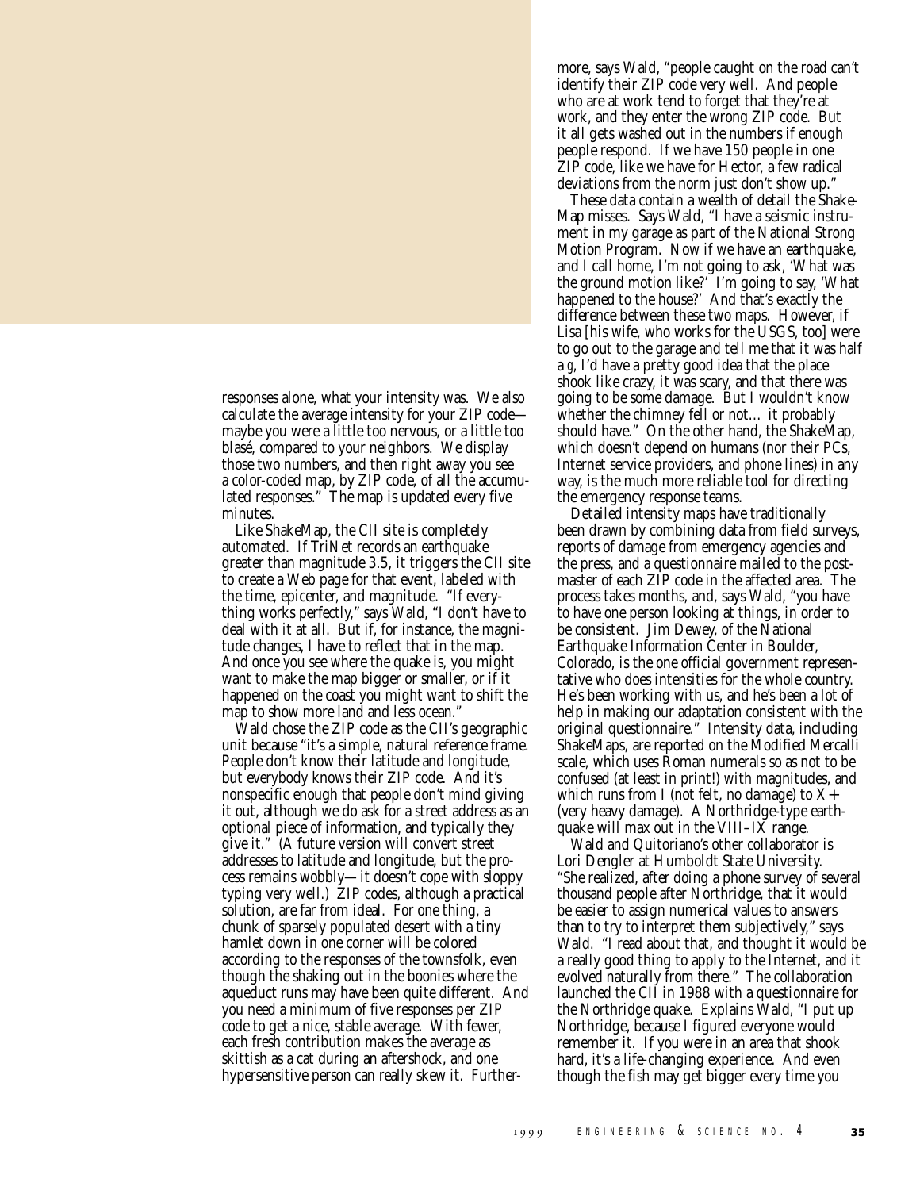responses alone, what your intensity was. We also calculate the average intensity for your ZIP code—maybe you were a little too nervous, or a little too blasé, compared to your neighbors. We display those two numbers, and then right away you see a color-coded map, by ZIP code, of all the accumulated responses." The map is updated every five minutes.

Like ShakeMap, the CII site is completely automated. If TriNet records an earthquake greater than magnitude 3.5, it triggers the CII site to create a Web page for that event, labeled with the time, epicenter, and magnitude. "If everything works perfectly," says Wald, "I don't have to deal with it at all. But if, for instance, the magnitude changes, I have to reflect that in the map. And once you see where the quake is, you might want to make the map bigger or smaller, or if it happened on the coast you might want to shift the map to show more land and less ocean."

Wald chose the ZIP code as the CII's geographic unit because "it's a simple, natural reference frame. People don't know their latitude and longitude, but everybody knows their ZIP code. And it's nonspecific enough that people don't mind giving it out, although we do ask for a street address as an optional piece of information, and typically they give it." (A future version will convert street addresses to latitude and longitude, but the process remains wobbly—it doesn't cope with sloppy typing very well.) ZIP codes, although a practical solution, are far from ideal. For one thing, a chunk of sparsely populated desert with a tiny hamlet down in one corner will be colored according to the responses of the townsfolk, even though the shaking out in the boonies where the aqueduct runs may have been quite different. And you need a minimum of five responses per ZIP code to get a nice, stable average. With fewer, each fresh contribution makes the average as skittish as a cat during an aftershock, and one hypersensitive person can really skew it. Furthermore, says Wald, "people caught on the road can't identify their ZIP code very well. And people who are at work tend to forget that they're at work, and they enter the wrong ZIP code. But it all gets washed out in the numbers if enough people respond. If we have 150 people in one ZIP code, like we have for Hector, a few radical deviations from the norm just don't show up."

These data contain a wealth of detail the ShakeMap misses. Says Wald, "I have a seismic instrument in my garage as part of the National Strong Motion Program. Now if we have an earthquake, and I call home, I'm not going to ask, 'What was the ground motion like?' I'm going to say, 'What happened to the house?' And that's exactly the difference between these two maps. However, if Lisa [his wife, who works for the USGS, too] were to go out to the garage and tell me that it was half a *g*, I'd have a pretty good idea that the place shook like crazy, it was scary, and that there was going to be some damage. But I wouldn't know whether the chimney fell or not… it probably should have." On the other hand, the ShakeMap, which doesn't depend on humans (nor their PCs, Internet service providers, and phone lines) in any way, is the much more reliable tool for directing the emergency response teams.

Detailed intensity maps have traditionally been drawn by combining data from field surveys, reports of damage from emergency agencies and the press, and a questionnaire mailed to the postmaster of each ZIP code in the affected area. The process takes months, and, says Wald, "you have to have one person looking at things, in order to be consistent. Jim Dewey, of the National Earthquake Information Center in Boulder, Colorado, is the one official government representative who does intensities for the whole country. He's been working with us, and he's been a lot of help in making our adaptation consistent with the original questionnaire." Intensity data, including ShakeMaps, are reported on the Modified Mercalli scale, which uses Roman numerals so as not to be confused (at least in print!) with magnitudes, and which runs from I (not felt, no damage) to X+ (very heavy damage). A Northridge-type earthquake will max out in the VIII–IX range.

Wald and Quitoriano's other collaborator is Lori Dengler at Humboldt State University. "She realized, after doing a phone survey of several thousand people after Northridge, that it would be easier to assign numerical values to answers than to try to interpret them subjectively," says Wald. "I read about that, and thought it would be a really good thing to apply to the Internet, and it evolved naturally from there." The collaboration launched the CII in 1988 with a questionnaire for the Northridge quake. Explains Wald, "I put up Northridge, because I figured everyone would remember it. If you were in an area that shook hard, it's a life-changing experience. And even though the fish may get bigger every time you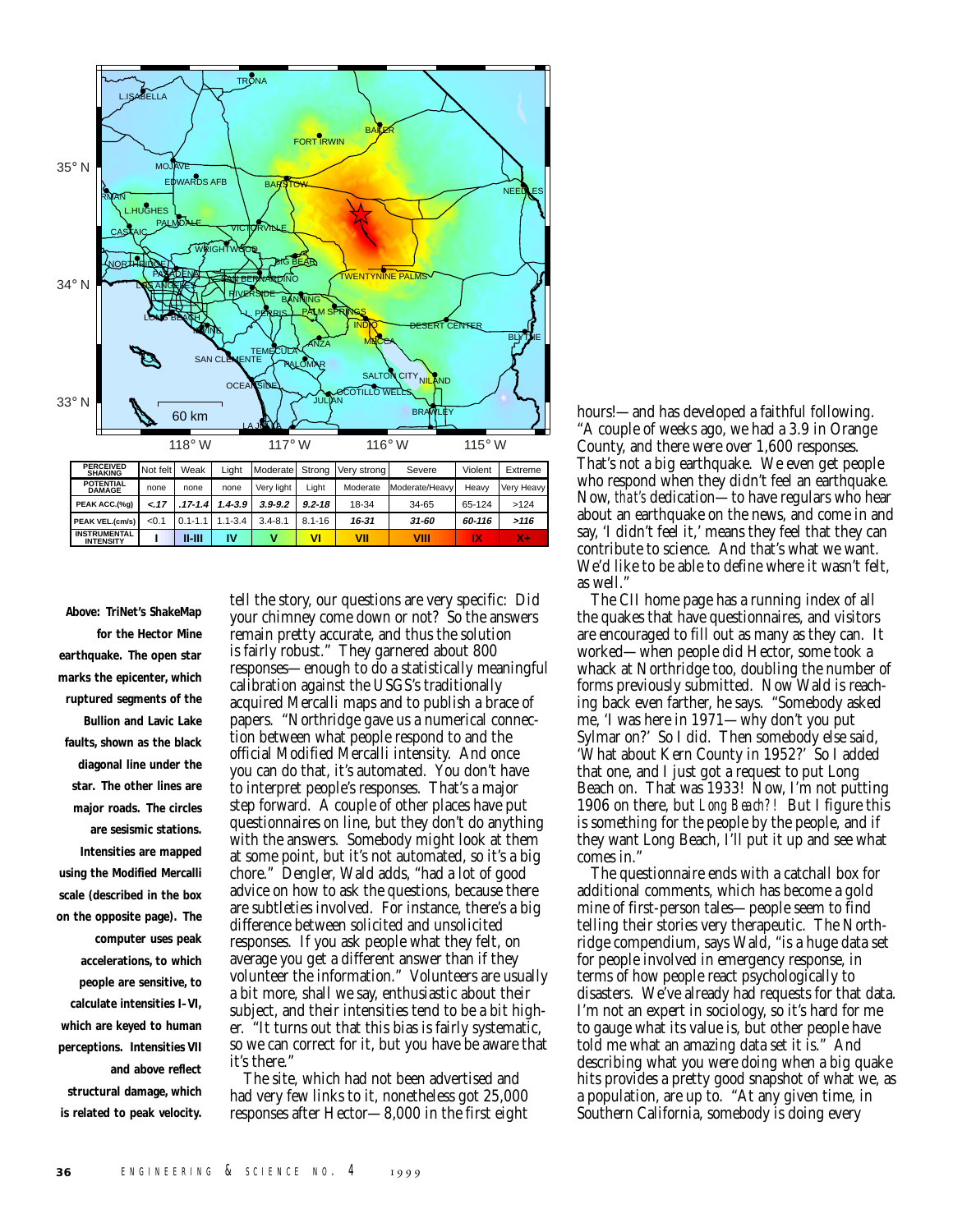| PERCEIVED SHAKING | Not felt | Weak | Light | Moderate | Strong | Very strong | Severe | Violent | Extreme |
| --- | --- | --- | --- | --- | --- | --- | --- | --- | --- |
| POTENTIAL DAMAGE | none | none | none | Very light | Light | Moderate | Moderate/Heavy | Heavy | Very Heavy |
| PEAK ACC.(%g) | <.17 | .17-1.4 | 1.4-3.9 | 3.9-9.2 | 9.2-18 | 18-34 | 34-65 | 65-124 | >124 |
| PEAK VEL.(cm/s) | <0.1 | 0.1-1.1 | 1.1-3.4 | 3.4-8.1 | 8.1-16 | 16-31 | 31-60 | 60-116 | >116 |
| INSTRUMENTAL INTENSITY | I | II-III | IV | V | VI | VII | VIII | IX | X+ |

**Above: TriNet's ShakeMap for the Hector Mine earthquake. The open star marks the epicenter, which ruptured segments of the Bullion and Lavic Lake faults, shown as the black diagonal line under the star. The other lines are major roads. The circles are sesismic stations. Intensities are mapped using the Modified Mercalli scale (described in the box on the opposite page). The computer uses peak accelerations, to which people are sensitive, to calculate intensities I–VI, which are keyed to human perceptions. Intensities VII and above reflect structural damage, which is related to peak velocity.**

tell the story, our questions are very specific: Did your chimney come down or not? So the answers remain pretty accurate, and thus the solution is fairly robust." They garnered about 800 responses—enough to do a statistically meaningful calibration against the USGS's traditionally acquired Mercalli maps and to publish a brace of papers. "Northridge gave us a numerical connection between what people respond to and the official Modified Mercalli intensity. And once you can do that, it's automated. You don't have to interpret people's responses. That's a major step forward. A couple of other places have put questionnaires on line, but they don't do anything with the answers. Somebody might look at them at some point, but it's not automated, so it's a big chore." Dengler, Wald adds, "had a lot of good advice on how to ask the questions, because there are subtleties involved. For instance, there's a big difference between solicited and unsolicited responses. If you ask people what they felt, on average you get a different answer than if they volunteer the information." Volunteers are usually a bit more, shall we say, enthusiastic about their subject, and their intensities tend to be a bit higher. "It turns out that this bias is fairly systematic, so we can correct for it, but you have be aware that it's there."

The site, which had not been advertised and had very few links to it, nonetheless got 25,000 responses after Hector—8,000 in the first eight hours!—and has developed a faithful following. "A couple of weeks ago, we had a 3.9 in Orange County, and there were over 1,600 responses. That's not a big earthquake. We even get people who respond when they didn't feel an earthquake. Now, *that's* dedication—to have regulars who hear about an earthquake on the news, and come in and say, 'I didn't feel it,' means they feel that they can contribute to science. And that's what we want. We'd like to be able to define where it wasn't felt, as well."

The CII home page has a running index of all the quakes that have questionnaires, and visitors are encouraged to fill out as many as they can. It worked—when people did Hector, some took a whack at Northridge too, doubling the number of forms previously submitted. Now Wald is reaching back even farther, he says. "Somebody asked me, 'I was here in 1971—why don't you put Sylmar on?' So I did. Then somebody else said, 'What about Kern County in 1952?' So I added that one, and I just got a request to put Long Beach on. That was 1933! Now, I'm not putting 1906 on there, but *Long Beach?!* But I figure this is something for the people by the people, and if they want Long Beach, I'll put it up and see what comes in."

The questionnaire ends with a catchall box for additional comments, which has become a gold mine of first-person tales—people seem to find telling their stories very therapeutic. The Northridge compendium, says Wald, "is a huge data set for people involved in emergency response, in terms of how people react psychologically to disasters. We've already had requests for that data. I'm not an expert in sociology, so it's hard for me to gauge what its value is, but other people have told me what an amazing data set it is." And describing what you were doing when a big quake hits provides a pretty good snapshot of what we, as a population, are up to. "At any given time, in Southern California, somebody is doing every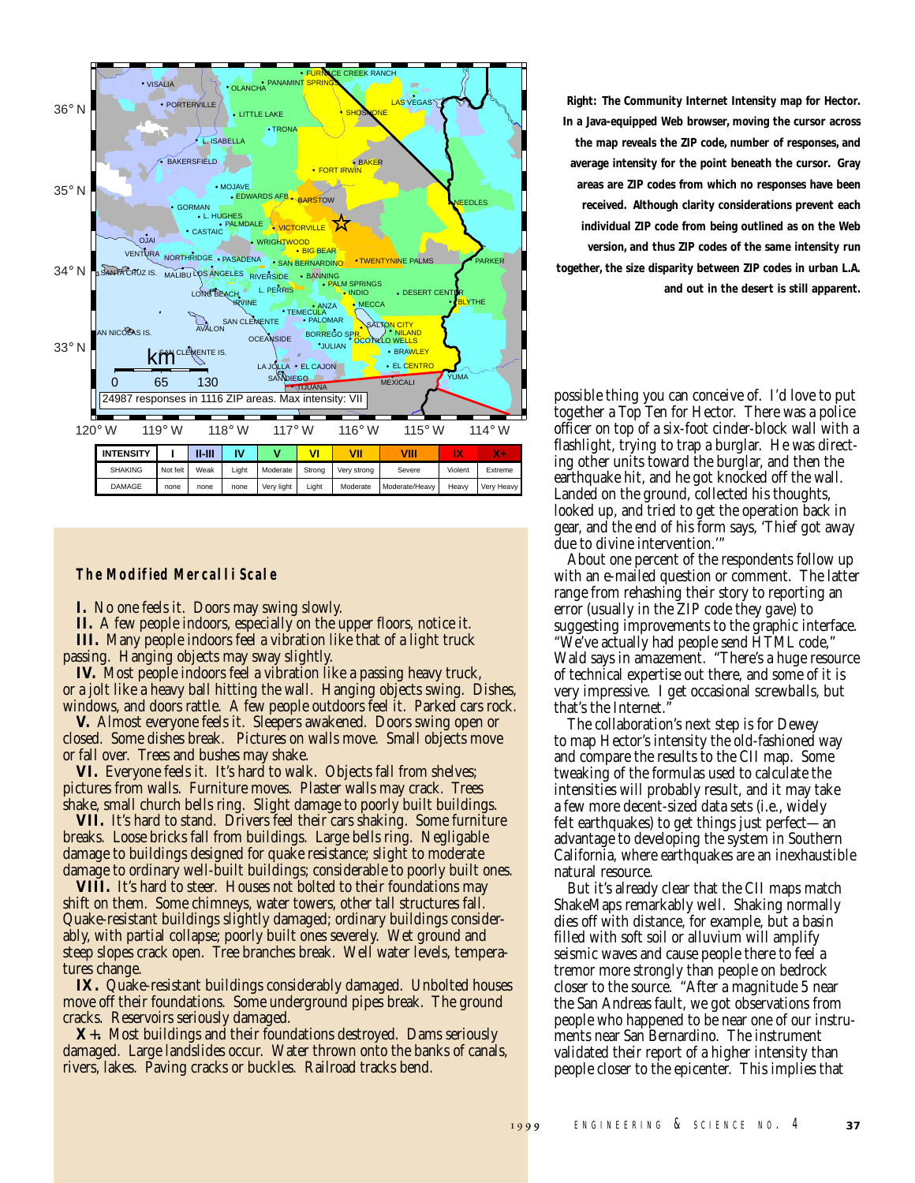| INTENSITY | I | II-III | IV | V | VI | VII | VIII | IX | X+ |
|---|---|---|---|---|---|---|---|---|---|
| SHAKING | Not felt | Weak | Light | Moderate | Strong | Very strong | Severe | Violent | Extreme |
| DAMAGE | none | none | none | Very light | Light | Moderate | Moderate/Heavy | Heavy | Very Heavy |

**Right: The Community Internet Intensity map for Hector. In a Java-equipped Web browser, moving the cursor across the map reveals the ZIP code, number of responses, and average intensity for the point beneath the cursor. Gray areas are ZIP codes from which no responses have been received. Although clarity considerations prevent each individual ZIP code from being outlined as on the Web version, and thus ZIP codes of the same intensity run together, the size disparity between ZIP codes in urban L.A. and out in the desert is still apparent.**

### The Modified Mercalli Scale

**I.** No one feels it. Doors may swing slowly.

**II.** A few people indoors, especially on the upper floors, notice it.

**III.** Many people indoors feel a vibration like that of a light truck passing. Hanging objects may sway slightly.

**IV.** Most people indoors feel a vibration like a passing heavy truck, or a jolt like a heavy ball hitting the wall. Hanging objects swing. Dishes, windows, and doors rattle. A few people outdoors feel it. Parked cars rock.

**V.** Almost everyone feels it. Sleepers awakened. Doors swing open or closed. Some dishes break. Pictures on walls move. Small objects move or fall over. Trees and bushes may shake.

**VI.** Everyone feels it. It's hard to walk. Objects fall from shelves; pictures from walls. Furniture moves. Plaster walls may crack. Trees shake, small church bells ring. Slight damage to poorly built buildings.

**VII.** It's hard to stand. Drivers feel their cars shaking. Some furniture breaks. Loose bricks fall from buildings. Large bells ring. Negligable damage to buildings designed for quake resistance; slight to moderate damage to ordinary well-built buildings; considerable to poorly built ones.

**VIII.** It's hard to steer. Houses not bolted to their foundations may shift on them. Some chimneys, water towers, other tall structures fall. Quake-resistant buildings slightly damaged; ordinary buildings considerably, with partial collapse; poorly built ones severely. Wet ground and steep slopes crack open. Tree branches break. Well water levels, temperatures change.

**IX.** Quake-resistant buildings considerably damaged. Unbolted houses move off their foundations. Some underground pipes break. The ground cracks. Reservoirs seriously damaged.

**X+.** Most buildings and their foundations destroyed. Dams seriously damaged. Large landslides occur. Water thrown onto the banks of canals, rivers, lakes. Paving cracks or buckles. Railroad tracks bend.

possible thing you can conceive of. I'd love to put together a Top Ten for Hector. There was a police officer on top of a six-foot cinder-block wall with a flashlight, trying to trap a burglar. He was directing other units toward the burglar, and then the earthquake hit, and he got knocked off the wall. Landed on the ground, collected his thoughts, looked up, and tried to get the operation back in gear, and the end of his form says, 'Thief got away due to divine intervention.'"

About one percent of the respondents follow up with an e-mailed question or comment. The latter range from rehashing their story to reporting an error (usually in the ZIP code they gave) to suggesting improvements to the graphic interface. "We've actually had people send HTML code," Wald says in amazement. "There's a huge resource of technical expertise out there, and some of it is very impressive. I get occasional screwballs, but that's the Internet."

The collaboration's next step is for Dewey to map Hector's intensity the old-fashioned way and compare the results to the CII map. Some tweaking of the formulas used to calculate the intensities will probably result, and it may take a few more decent-sized data sets (i.e., widely felt earthquakes) to get things just perfect—an advantage to developing the system in Southern California, where earthquakes are an inexhaustible natural resource.

But it's already clear that the CII maps match ShakeMaps remarkably well. Shaking normally dies off with distance, for example, but a basin filled with soft soil or alluvium will amplify seismic waves and cause people there to feel a tremor more strongly than people on bedrock closer to the source. "After a magnitude 5 near the San Andreas fault, we got observations from people who happened to be near one of our instruments near San Bernardino. The instrument validated their report of a higher intensity than people closer to the epicenter. This implies that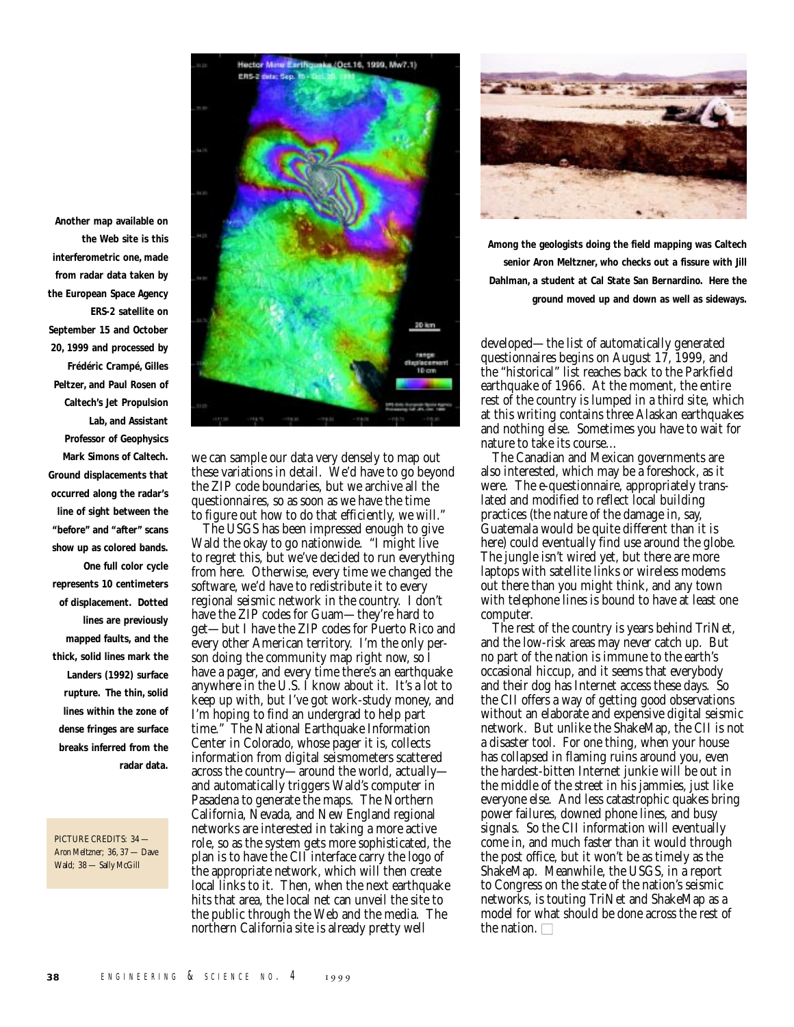Another map available on the Web site is this interferometric one, made from radar data taken by the European Space Agency ERS-2 satellite on September 15 and October 20, 1999 and processed by Frédéric Crampé, Gilles Peltzer, and Paul Rosen of Caltech's Jet Propulsion Lab, and Assistant Professor of Geophysics Mark Simons of Caltech. Ground displacements that occurred along the radar's line of sight between the "before" and "after" scans show up as colored bands. One full color cycle represents 10 centimeters of displacement. Dotted lines are previously mapped faults, and the thick, solid lines mark the Landers (1992) surface rupture. The thin, solid lines within the zone of dense fringes are surface breaks inferred from the radar data.

PICTURE CREDITS: 34 — Aron Meltzner; 36, 37 — Dave Wald; 38 — Sally McGill

we can sample our data very densely to map out these variations in detail. We'd have to go beyond the ZIP code boundaries, but we archive all the questionnaires, so as soon as we have the time to figure out how to do that efficiently, we will."

The USGS has been impressed enough to give Wald the okay to go nationwide. "I might live to regret this, but we've decided to run everything from here. Otherwise, every time we changed the software, we'd have to redistribute it to every regional seismic network in the country. I don't have the ZIP codes for Guam—they're hard to get—but I have the ZIP codes for Puerto Rico and every other American territory. I'm the only person doing the community map right now, so I have a pager, and every time there's an earthquake anywhere in the U.S. I know about it. It's a lot to keep up with, but I've got work-study money, and I'm hoping to find an undergrad to help part time." The National Earthquake Information Center in Colorado, whose pager it is, collects information from digital seismometers scattered across the country—around the world, actually—and automatically triggers Wald's computer in Pasadena to generate the maps. The Northern California, Nevada, and New England regional networks are interested in taking a more active role, so as the system gets more sophisticated, the plan is to have the CII interface carry the logo of the appropriate network, which will then create local links to it. Then, when the next earthquake hits that area, the local net can unveil the site to the public through the Web and the media. The northern California site is already pretty well developed—the list of automatically generated questionnaires begins on August 17, 1999, and the "historical" list reaches back to the Parkfield earthquake of 1966. At the moment, the entire rest of the country is lumped in a third site, which at this writing contains three Alaskan earthquakes and nothing else. Sometimes you have to wait for nature to take its course…

Among the geologists doing the field mapping was Caltech senior Aron Meltzner, who checks out a fissure with Jill Dahlman, a student at Cal State San Bernardino. Here the ground moved up and down as well as sideways.

The Canadian and Mexican governments are also interested, which may be a foreshock, as it were. The e-questionnaire, appropriately translated and modified to reflect local building practices (the nature of the damage in, say, Guatemala would be quite different than it is here) could eventually find use around the globe. The jungle isn't wired yet, but there are more laptops with satellite links or wireless modems out there than you might think, and any town with telephone lines is bound to have at least one computer.

The rest of the country is years behind TriNet, and the low-risk areas may never catch up. But no part of the nation is immune to the earth's occasional hiccup, and it seems that everybody and their dog has Internet access these days. So the CII offers a way of getting good observations without an elaborate and expensive digital seismic network. But unlike the ShakeMap, the CII is not a disaster tool. For one thing, when your house has collapsed in flaming ruins around you, even the hardest-bitten Internet junkie will be out in the middle of the street in his jammies, just like everyone else. And less catastrophic quakes bring power failures, downed phone lines, and busy signals. So the CII information will eventually come in, and much faster than it would through the post office, but it won't be as timely as the ShakeMap. Meanwhile, the USGS, in a report to Congress on the state of the nation's seismic networks, is touting TriNet and ShakeMap as a model for what should be done across the rest of the nation. □